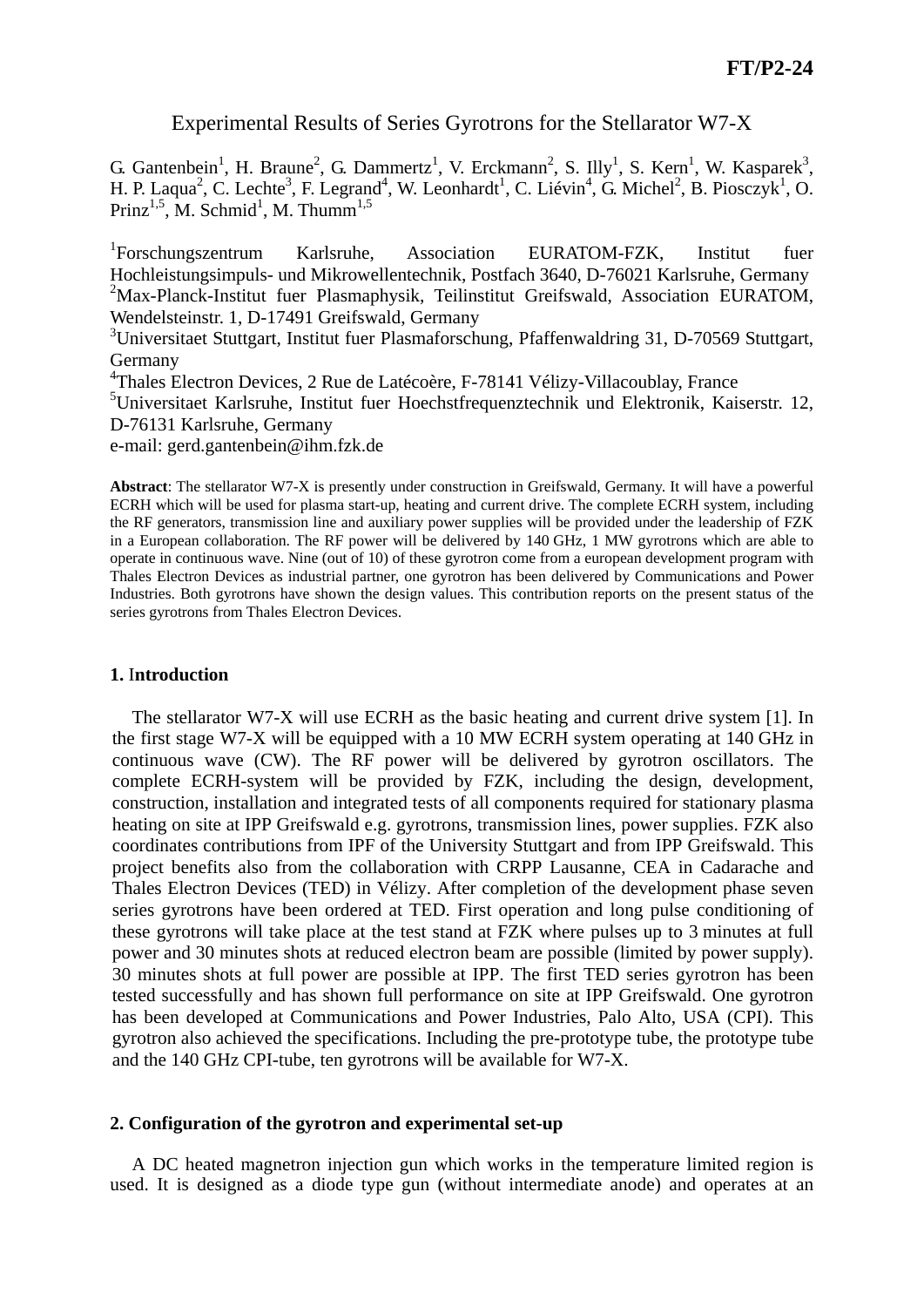FT/P2-24

# Experimental Results of Series Gyrotrons for the Stellarator W7-X

G. Gantenbein[1], H. Braune[2], G. Dammertz[1], V. Erckmann[2], S. Illy[1], S. Kern[1], W. Kasparek[3], H. P. Laqua[2], C. Lechte[3], F. Legrand[4], W. Leonhardt[1], C. Liévin[4], G. Michel[2], B. Piosczyk[1], O. Prinz[1,5], M. Schmid[1], M. Thumm[1,5]

[1]Forschungszentrum Karlsruhe, Association EURATOM-FZK, Institut fuer Hochleistungsimpuls- und Mikrowellentechnik, Postfach 3640, D-76021 Karlsruhe, Germany
[2]Max-Planck-Institut fuer Plasmaphysik, Teilinstitut Greifswald, Association EURATOM, Wendelsteinstr. 1, D-17491 Greifswald, Germany
[3]Universitaet Stuttgart, Institut fuer Plasmaforschung, Pfaffenwaldring 31, D-70569 Stuttgart, Germany
[4]Thales Electron Devices, 2 Rue de Latécoère, F-78141 Vélizy-Villacoublay, France
[5]Universitaet Karlsruhe, Institut fuer Hoechstfrequenztechnik und Elektronik, Kaiserstr. 12, D-76131 Karlsruhe, Germany
e-mail: gerd.gantenbein@ihm.fzk.de

**Abstract**: The stellarator W7-X is presently under construction in Greifswald, Germany. It will have a powerful ECRH which will be used for plasma start-up, heating and current drive. The complete ECRH system, including the RF generators, transmission line and auxiliary power supplies will be provided under the leadership of FZK in a European collaboration. The RF power will be delivered by 140 GHz, 1 MW gyrotrons which are able to operate in continuous wave. Nine (out of 10) of these gyrotron come from a european development program with Thales Electron Devices as industrial partner, one gyrotron has been delivered by Communications and Power Industries. Both gyrotrons have shown the design values. This contribution reports on the present status of the series gyrotrons from Thales Electron Devices.

## 1. Introduction

The stellarator W7-X will use ECRH as the basic heating and current drive system [1]. In the first stage W7-X will be equipped with a 10 MW ECRH system operating at 140 GHz in continuous wave (CW). The RF power will be delivered by gyrotron oscillators. The complete ECRH-system will be provided by FZK, including the design, development, construction, installation and integrated tests of all components required for stationary plasma heating on site at IPP Greifswald e.g. gyrotrons, transmission lines, power supplies. FZK also coordinates contributions from IPF of the University Stuttgart and from IPP Greifswald. This project benefits also from the collaboration with CRPP Lausanne, CEA in Cadarache and Thales Electron Devices (TED) in Vélizy. After completion of the development phase seven series gyrotrons have been ordered at TED. First operation and long pulse conditioning of these gyrotrons will take place at the test stand at FZK where pulses up to 3 minutes at full power and 30 minutes shots at reduced electron beam are possible (limited by power supply). 30 minutes shots at full power are possible at IPP. The first TED series gyrotron has been tested successfully and has shown full performance on site at IPP Greifswald. One gyrotron has been developed at Communications and Power Industries, Palo Alto, USA (CPI). This gyrotron also achieved the specifications. Including the pre-prototype tube, the prototype tube and the 140 GHz CPI-tube, ten gyrotrons will be available for W7-X.

## 2. Configuration of the gyrotron and experimental set-up

A DC heated magnetron injection gun which works in the temperature limited region is used. It is designed as a diode type gun (without intermediate anode) and operates at an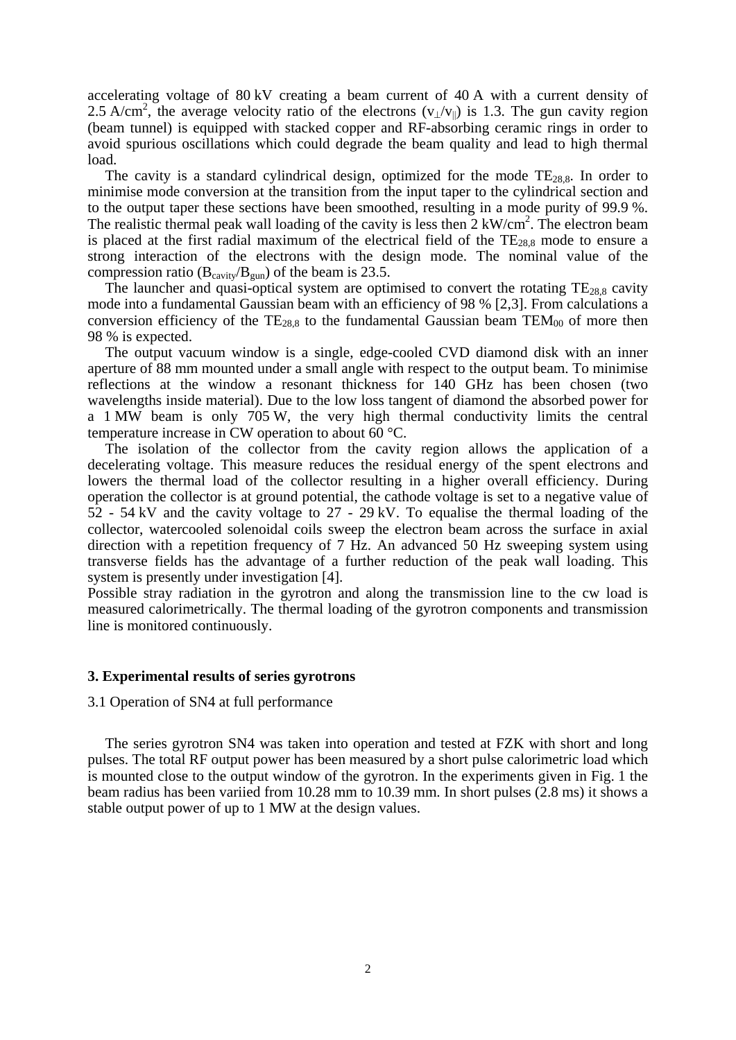accelerating voltage of 80 kV creating a beam current of 40 A with a current density of 2.5 A/cm$^2$, the average velocity ratio of the electrons ($v_\perp/v_\|$) is 1.3. The gun cavity region (beam tunnel) is equipped with stacked copper and RF-absorbing ceramic rings in order to avoid spurious oscillations which could degrade the beam quality and lead to high thermal load.

The cavity is a standard cylindrical design, optimized for the mode $TE_{28,8}$. In order to minimise mode conversion at the transition from the input taper to the cylindrical section and to the output taper these sections have been smoothed, resulting in a mode purity of 99.9 %. The realistic thermal peak wall loading of the cavity is less then 2 kW/cm$^2$. The electron beam is placed at the first radial maximum of the electrical field of the $TE_{28,8}$ mode to ensure a strong interaction of the electrons with the design mode. The nominal value of the compression ratio ($B_{cavity}/B_{gun}$) of the beam is 23.5.

The launcher and quasi-optical system are optimised to convert the rotating $TE_{28,8}$ cavity mode into a fundamental Gaussian beam with an efficiency of 98 % [2,3]. From calculations a conversion efficiency of the $TE_{28,8}$ to the fundamental Gaussian beam $TEM_{00}$ of more then 98 % is expected.

The output vacuum window is a single, edge-cooled CVD diamond disk with an inner aperture of 88 mm mounted under a small angle with respect to the output beam. To minimise reflections at the window a resonant thickness for 140 GHz has been chosen (two wavelengths inside material). Due to the low loss tangent of diamond the absorbed power for a 1 MW beam is only 705 W, the very high thermal conductivity limits the central temperature increase in CW operation to about 60 °C.

The isolation of the collector from the cavity region allows the application of a decelerating voltage. This measure reduces the residual energy of the spent electrons and lowers the thermal load of the collector resulting in a higher overall efficiency. During operation the collector is at ground potential, the cathode voltage is set to a negative value of 52 - 54 kV and the cavity voltage to 27 - 29 kV. To equalise the thermal loading of the collector, watercooled solenoidal coils sweep the electron beam across the surface in axial direction with a repetition frequency of 7 Hz. An advanced 50 Hz sweeping system using transverse fields has the advantage of a further reduction of the peak wall loading. This system is presently under investigation [4].

Possible stray radiation in the gyrotron and along the transmission line to the cw load is measured calorimetrically. The thermal loading of the gyrotron components and transmission line is monitored continuously.

## 3. Experimental results of series gyrotrons

### 3.1 Operation of SN4 at full performance

The series gyrotron SN4 was taken into operation and tested at FZK with short and long pulses. The total RF output power has been measured by a short pulse calorimetric load which is mounted close to the output window of the gyrotron. In the experiments given in Fig. 1 the beam radius has been variied from 10.28 mm to 10.39 mm. In short pulses (2.8 ms) it shows a stable output power of up to 1 MW at the design values.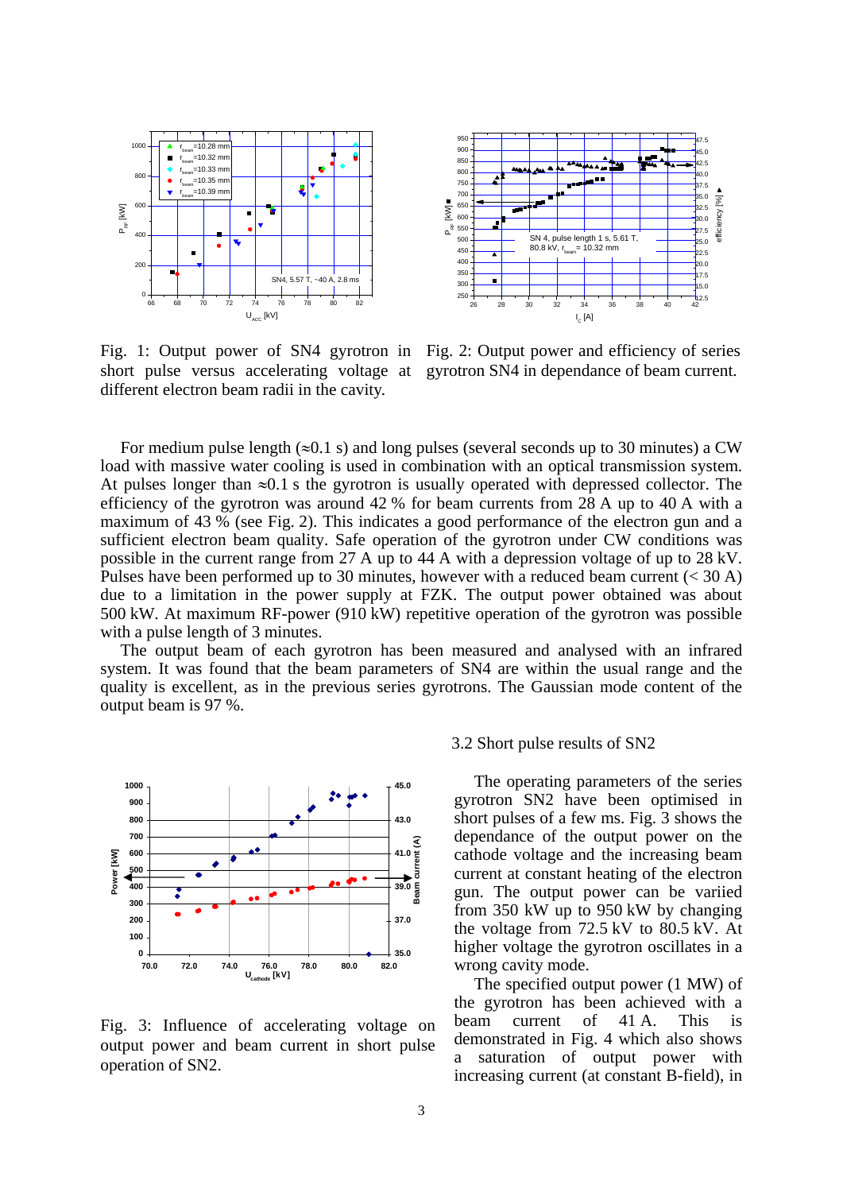$r_{beam}$=10.28 mm
$r_{beam}$=10.32 mm
$r_{beam}$=10.33 mm
$r_{beam}$=10.35 mm
$r_{beam}$=10.39 mm

SN4, 5.57 T, ~40 A, 2.8 ms

$P_{RF}$ [kW]

$U_{ACC}$ [kV]

SN 4, pulse length 1 s, 5.61 T, 80.8 kV, $r_{beam}$ = 10.32 mm

$P_{RF}$ [kW]

efficiency [%]

$I_c$ [A]

Fig. 1: Output power of SN4 gyrotron in short pulse versus accelerating voltage at different electron beam radii in the cavity.

Fig. 2: Output power and efficiency of series gyrotron SN4 in dependance of beam current.

For medium pulse length (≈0.1 s) and long pulses (several seconds up to 30 minutes) a CW load with massive water cooling is used in combination with an optical transmission system. At pulses longer than ≈0.1 s the gyrotron is usually operated with depressed collector. The efficiency of the gyrotron was around 42 % for beam currents from 28 A up to 40 A with a maximum of 43 % (see Fig. 2). This indicates a good performance of the electron gun and a sufficient electron beam quality. Safe operation of the gyrotron under CW conditions was possible in the current range from 27 A up to 44 A with a depression voltage of up to 28 kV. Pulses have been performed up to 30 minutes, however with a reduced beam current (< 30 A) due to a limitation in the power supply at FZK. The output power obtained was about 500 kW. At maximum RF-power (910 kW) repetitive operation of the gyrotron was possible with a pulse length of 3 minutes.

The output beam of each gyrotron has been measured and analysed with an infrared system. It was found that the beam parameters of SN4 are within the usual range and the quality is excellent, as in the previous series gyrotrons. The Gaussian mode content of the output beam is 97 %.

Power [kW]

Beam current (A)

$U_{cathode}$ [kV]

Fig. 3: Influence of accelerating voltage on output power and beam current in short pulse operation of SN2.

### 3.2 Short pulse results of SN2

The operating parameters of the series gyrotron SN2 have been optimised in short pulses of a few ms. Fig. 3 shows the dependance of the output power on the cathode voltage and the increasing beam current at constant heating of the electron gun. The output power can be variied from 350 kW up to 950 kW by changing the voltage from 72.5 kV to 80.5 kV. At higher voltage the gyrotron oscillates in a wrong cavity mode.

The specified output power (1 MW) of the gyrotron has been achieved with a beam current of 41 A. This is demonstrated in Fig. 4 which also shows a saturation of output power with increasing current (at constant B-field), in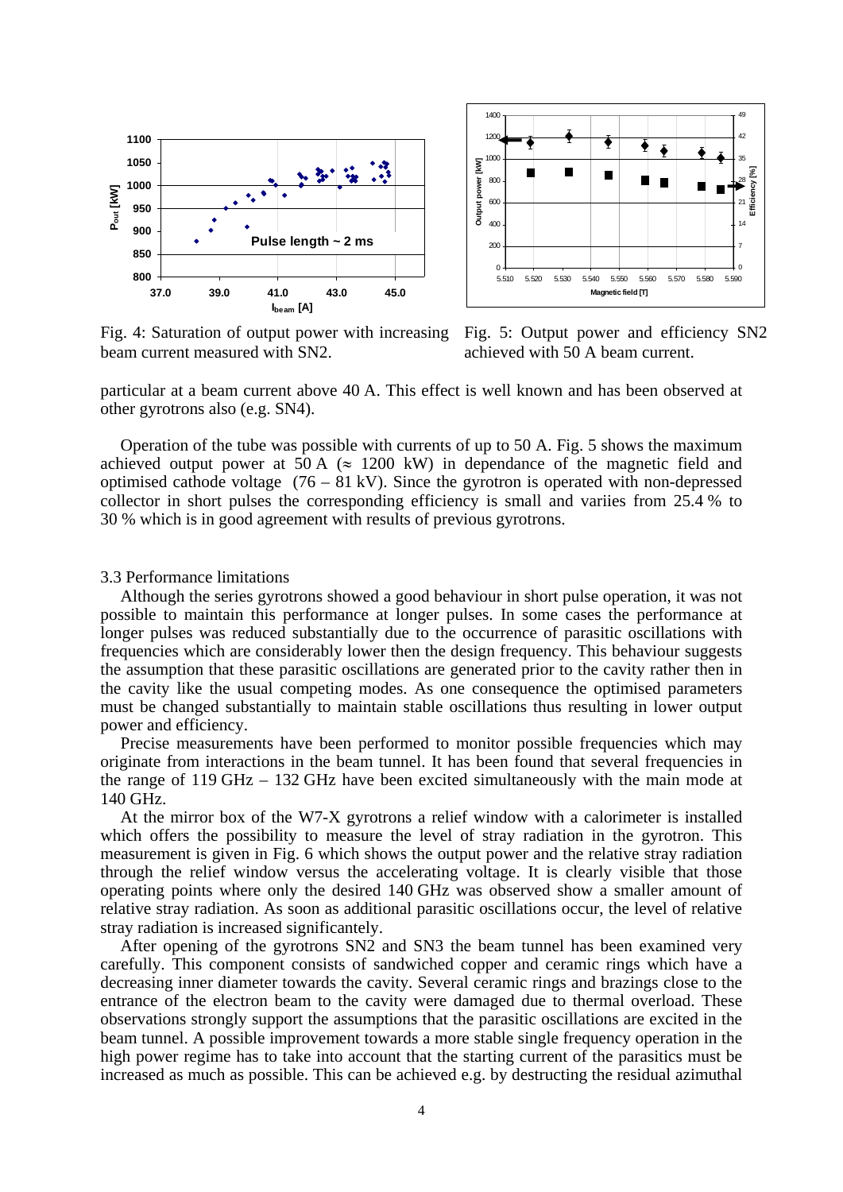1100
1050
1000
950
900
850
800
37.0
39.0
41.0
43.0
45.0
$P_{out}$ [kW]
$I_{beam}$ [A]
Pulse length ~ 2 ms

Fig. 4: Saturation of output power with increasing beam current measured with SN2.

1400
1200
1000
800
600
400
200
0
5.510
5.520
5.530
5.540
5.550
5.560
5.570
5.580
5.590
49
42
35
28
21
14
7
0
Output power [kW]
Efficiency [%]
Magnetic field [T]

Fig. 5: Output power and efficiency SN2 achieved with 50 A beam current.

particular at a beam current above 40 A. This effect is well known and has been observed at other gyrotrons also (e.g. SN4).

Operation of the tube was possible with currents of up to 50 A. Fig. 5 shows the maximum achieved output power at 50 A ($\approx$ 1200 kW) in dependance of the magnetic field and optimised cathode voltage (76 – 81 kV). Since the gyrotron is operated with non-depressed collector in short pulses the corresponding efficiency is small and variies from 25.4 % to 30 % which is in good agreement with results of previous gyrotrons.

### 3.3 Performance limitations

Although the series gyrotrons showed a good behaviour in short pulse operation, it was not possible to maintain this performance at longer pulses. In some cases the performance at longer pulses was reduced substantially due to the occurrence of parasitic oscillations with frequencies which are considerably lower then the design frequency. This behaviour suggests the assumption that these parasitic oscillations are generated prior to the cavity rather then in the cavity like the usual competing modes. As one consequence the optimised parameters must be changed substantially to maintain stable oscillations thus resulting in lower output power and efficiency.

Precise measurements have been performed to monitor possible frequencies which may originate from interactions in the beam tunnel. It has been found that several frequencies in the range of 119 GHz – 132 GHz have been excited simultaneously with the main mode at 140 GHz.

At the mirror box of the W7-X gyrotrons a relief window with a calorimeter is installed which offers the possibility to measure the level of stray radiation in the gyrotron. This measurement is given in Fig. 6 which shows the output power and the relative stray radiation through the relief window versus the accelerating voltage. It is clearly visible that those operating points where only the desired 140 GHz was observed show a smaller amount of relative stray radiation. As soon as additional parasitic oscillations occur, the level of relative stray radiation is increased significantely.

After opening of the gyrotrons SN2 and SN3 the beam tunnel has been examined very carefully. This component consists of sandwiched copper and ceramic rings which have a decreasing inner diameter towards the cavity. Several ceramic rings and brazings close to the entrance of the electron beam to the cavity were damaged due to thermal overload. These observations strongly support the assumptions that the parasitic oscillations are excited in the beam tunnel. A possible improvement towards a more stable single frequency operation in the high power regime has to take into account that the starting current of the parasitics must be increased as much as possible. This can be achieved e.g. by destructing the residual azimuthal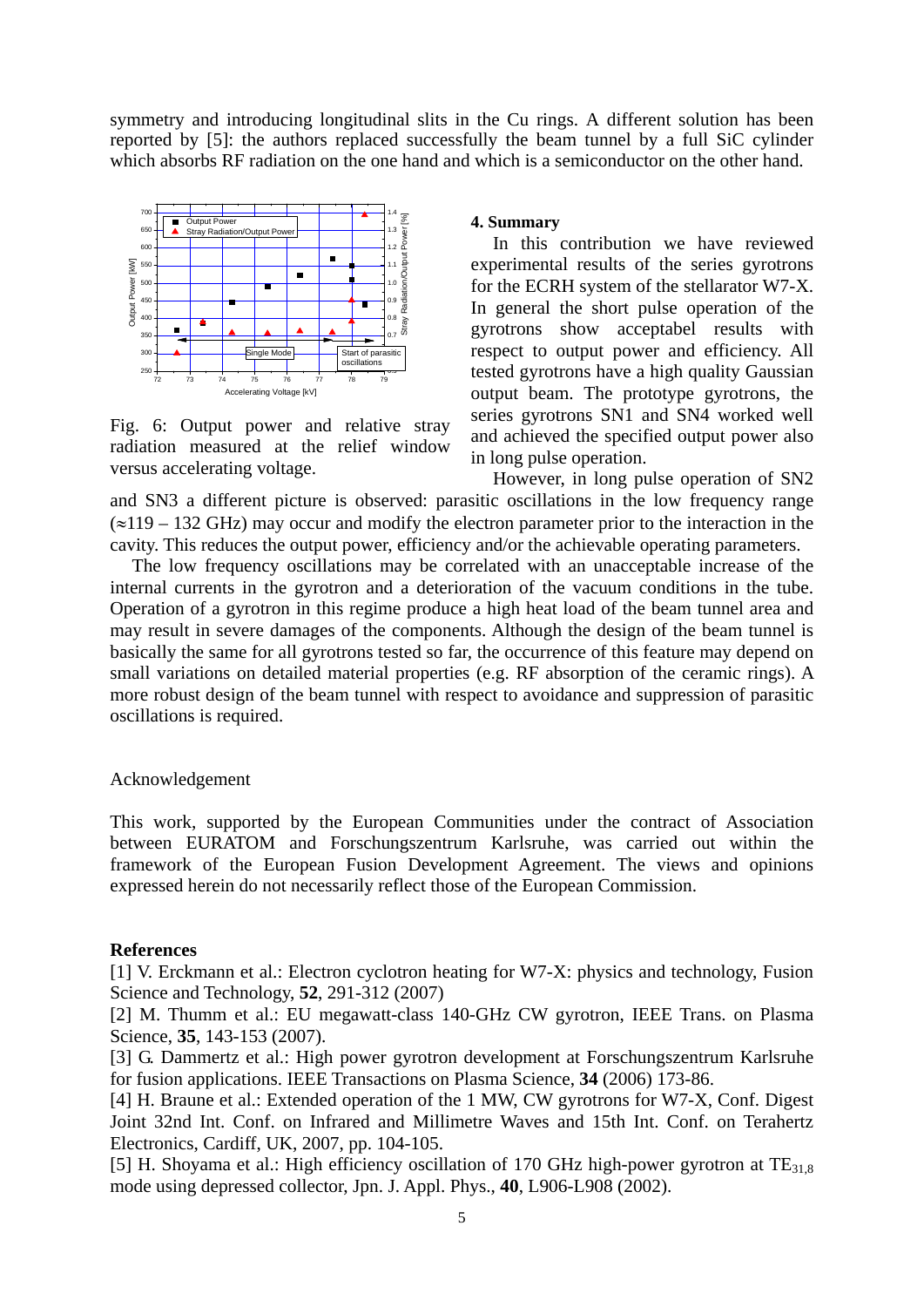symmetry and introducing longitudinal slits in the Cu rings. A different solution has been reported by [5]: the authors replaced successfully the beam tunnel by a full SiC cylinder which absorbs RF radiation on the one hand and which is a semiconductor on the other hand.

Output Power
Stray Radiation/Output Power
Output Power [kW]
Stray Radiation/Output Power [%]
Accelerating Voltage [kV]
Single Mode
Start of parasitic oscillations

Fig. 6: Output power and relative stray radiation measured at the relief window versus accelerating voltage.

## 4. Summary

In this contribution we have reviewed experimental results of the series gyrotrons for the ECRH system of the stellarator W7-X. In general the short pulse operation of the gyrotrons show acceptabel results with respect to output power and efficiency. All tested gyrotrons have a high quality Gaussian output beam. The prototype gyrotrons, the series gyrotrons SN1 and SN4 worked well and achieved the specified output power also in long pulse operation.

However, in long pulse operation of SN2 and SN3 a different picture is observed: parasitic oscillations in the low frequency range (≈119 – 132 GHz) may occur and modify the electron parameter prior to the interaction in the cavity. This reduces the output power, efficiency and/or the achievable operating parameters.

The low frequency oscillations may be correlated with an unacceptable increase of the internal currents in the gyrotron and a deterioration of the vacuum conditions in the tube. Operation of a gyrotron in this regime produce a high heat load of the beam tunnel area and may result in severe damages of the components. Although the design of the beam tunnel is basically the same for all gyrotrons tested so far, the occurrence of this feature may depend on small variations on detailed material properties (e.g. RF absorption of the ceramic rings). A more robust design of the beam tunnel with respect to avoidance and suppression of parasitic oscillations is required.

Acknowledgement

This work, supported by the European Communities under the contract of Association between EURATOM and Forschungszentrum Karlsruhe, was carried out within the framework of the European Fusion Development Agreement. The views and opinions expressed herein do not necessarily reflect those of the European Commission.

**References**

[1] V. Erckmann et al.: Electron cyclotron heating for W7-X: physics and technology, Fusion Science and Technology, **52**, 291-312 (2007)

[2] M. Thumm et al.: EU megawatt-class 140-GHz CW gyrotron, IEEE Trans. on Plasma Science, **35**, 143-153 (2007).

[3] G. Dammertz et al.: High power gyrotron development at Forschungszentrum Karlsruhe for fusion applications. IEEE Transactions on Plasma Science, **34** (2006) 173-86.

[4] H. Braune et al.: Extended operation of the 1 MW, CW gyrotrons for W7-X, Conf. Digest Joint 32nd Int. Conf. on Infrared and Millimetre Waves and 15th Int. Conf. on Terahertz Electronics, Cardiff, UK, 2007, pp. 104-105.

[5] H. Shoyama et al.: High efficiency oscillation of 170 GHz high-power gyrotron at $TE_{31,8}$ mode using depressed collector, Jpn. J. Appl. Phys., **40**, L906-L908 (2002).